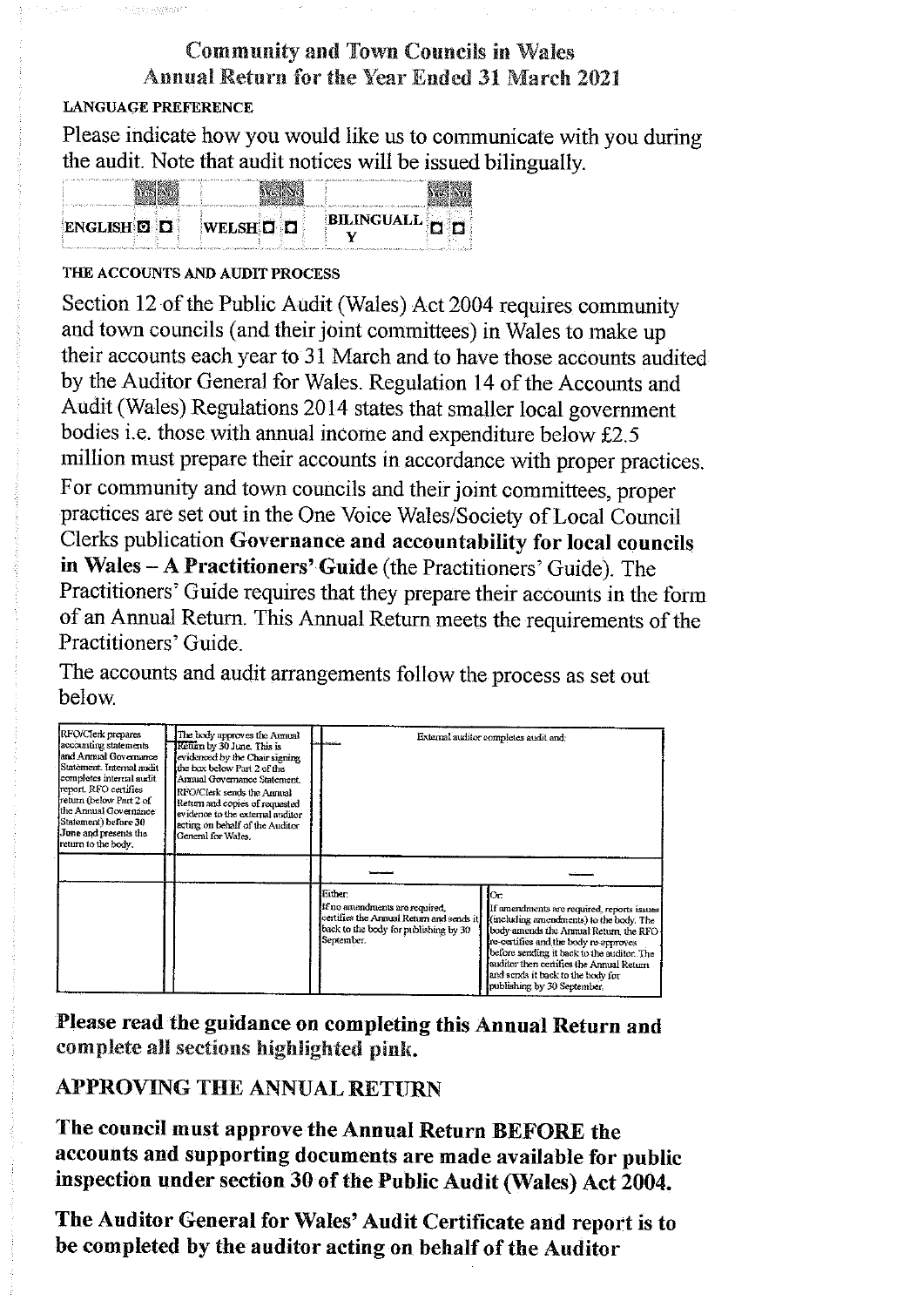## Community and Town Councils in Wales
## Annual Return for the Year Ended 31 March 2021

**LANGUAGE PREFERENCE**

Please indicate how you would like us to communicate with you during the audit. Note that audit notices will be issued bilingually.

| | Yes | No | | Yes | No | | Yes | No |
|---|---|---|---|---|---|---|---|---|
| **ENGLISH** | ☒ | ☐ | **WELSH** | ☐ | ☐ | **BILINGUALLY** | ☐ | ☐ |

**THE ACCOUNTS AND AUDIT PROCESS**

Section 12 of the Public Audit (Wales) Act 2004 requires community and town councils (and their joint committees) in Wales to make up their accounts each year to 31 March and to have those accounts audited by the Auditor General for Wales. Regulation 14 of the Accounts and Audit (Wales) Regulations 2014 states that smaller local government bodies i.e. those with annual income and expenditure below £2.5 million must prepare their accounts in accordance with proper practices.

For community and town councils and their joint committees, proper practices are set out in the One Voice Wales/Society of Local Council Clerks publication **Governance and accountability for local councils in Wales – A Practitioners' Guide** (the Practitioners' Guide). The Practitioners' Guide requires that they prepare their accounts in the form of an Annual Return. This Annual Return meets the requirements of the Practitioners' Guide.

The accounts and audit arrangements follow the process as set out below.

| RFO/Clerk prepares accounting statements and Annual Governance Statement. Internal audit completes internal audit report. RFO certifies return (below Part 2 of the Annual Governance Statement) before 30 June and presents this return to the body. | The body approves the Annual Return by 30 June. This is evidenced by the Chair signing the box below Part 2 of the Annual Governance Statement. RFO/Clerk sends the Annual Return and copies of requested evidence to the external auditor acting on behalf of the Auditor General for Wales. | External auditor completes audit and: | |
|---|---|---|---|
| | | Either: If no amendments are required, certifies the Annual Return and sends it back to the body for publishing by 30 September. | Or: If amendments are required, reports issues (including amendments) to the body. The body amends the Annual Return, the RFO re-certifies and the body re-approves before sending it back to the auditor. The auditor then certifies the Annual Return and sends it back to the body for publishing by 30 September. |

**Please read the guidance on completing this Annual Return and complete all sections highlighted pink.**

## APPROVING THE ANNUAL RETURN

**The council must approve the Annual Return BEFORE the accounts and supporting documents are made available for public inspection under section 30 of the Public Audit (Wales) Act 2004.**

**The Auditor General for Wales' Audit Certificate and report is to be completed by the auditor acting on behalf of the Auditor**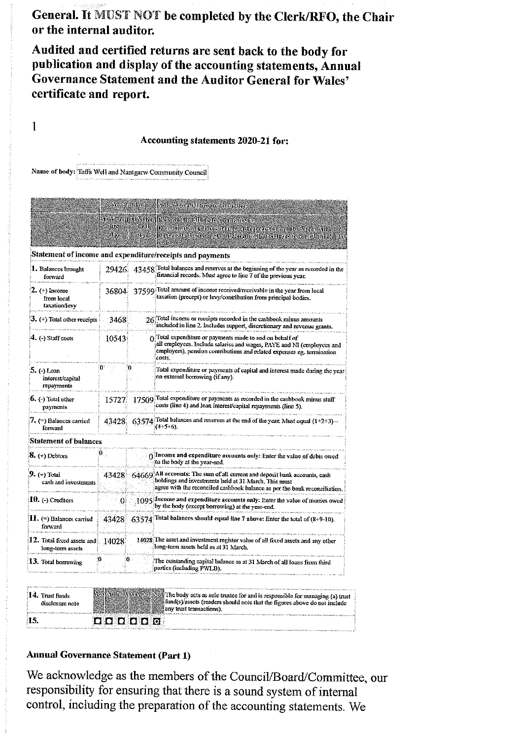**General. It MUST NOT be completed by the Clerk/RFO, the Chair or the internal auditor.**

**Audited and certified returns are sent back to the body for publication and display of the accounting statements, Annual Governance Statement and the Auditor General for Wales' certificate and report.**

1

### Accounting statements 2020-21 for:

Name of body: Taff's Well and Nantgarw Community Council

| | Year ending | | Notes and guidance for compilers |
|---|---|---|---|
| | 31 March 2020 (£) | 31 March 2021 (£) | Please round all figures to nearest £. Do not leave any boxes blank and report £0 or nil balances. All figures must agree to the underlying financial records for the relevant year. |
| **Statement of income and expenditure/receipts and payments** | | | |
| 1. Balances brought forward | 29426 | 43458 | Total balances and reserves at the beginning of the year as recorded in the financial records. Must agree to line 7 of the previous year. |
| 2. (+) Income from local taxation/levy | 36804 | 37599 | Total amount of income received/receivable in the year from local taxation (precept) or levy/contribution from principal bodies. |
| 3. (+) Total other receipts | 3468 | 26 | Total income or receipts recorded in the cashbook minus amounts included in line 2. Includes support, discretionary and revenue grants. |
| 4. (-) Staff costs | 10543 | 0 | Total expenditure or payments made to and on behalf of all employees. Include salaries and wages, PAYE and NI (employees and employers), pension contributions and related expenses eg. termination costs. |
| 5. (-) Loan interest/capital repayments | 0 | 0 | Total expenditure or payments of capital and interest made during the year on external borrowing (if any). |
| 6. (-) Total other payments | 15727 | 17509 | Total expenditure or payments as recorded in the cashbook minus staff costs (line 4) and loan interest/capital repayments (line 5). |
| 7. (=) Balances carried forward | 43428 | 63574 | Total balances and reserves at the end of the year. Must equal (1+2+3) – (4+5+6). |
| **Statement of balances** | | | |
| 8. (+) Debtors | 0 | 0 | Income and expenditure accounts only: Enter the value of debts owed to the body at the year-end. |
| 9. (+) Total cash and investments | 43428 | 64669 | All accounts: The sum of all current and deposit bank accounts, cash holdings and investments held at 31 March. This must agree with the reconciled cashbook balance as per the bank reconciliation. |
| 10. (-) Creditors | 0 | 1095 | Income and expenditure accounts only: Enter the value of monies owed by the body (except borrowing) at the year-end. |
| 11. (=) Balances carried forward | 43428 | 63574 | Total balances should equal line 7 above: Enter the total of (8+9-10). |
| 12. Total fixed assets and long-term assets | 14028 | 14028 | The asset and investment register value of all fixed assets and any other long-term assets held as at 31 March. |
| 13. Total borrowing | 0 | 0 | The outstanding capital balance as at 31 March of all loans from third parties (including PWLB). |

| | Yes | No | N/A | |
|---|---|---|---|---|
| 14. Trust funds disclosure note | | | | The body acts as sole trustee for and is responsible for managing (a) trust fund(s)/assets (readers should note that the figures above do not include any trust transactions). |
| 15. | ☐ ☐ | ☐ ☐ | ☐ ☒ | |

### Annual Governance Statement (Part 1)

We acknowledge as the members of the Council/Board/Committee, our responsibility for ensuring that there is a sound system of internal control, including the preparation of the accounting statements. We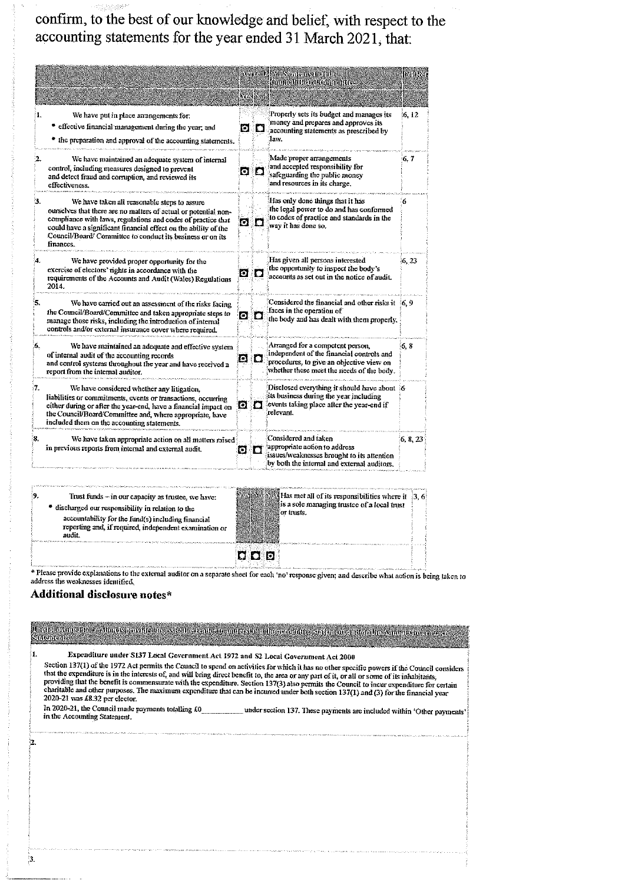confirm, to the best of our knowledge and belief, with respect to the accounting statements for the year ended 31 March 2021, that:

| | Agreed | | 'YES' means that the Council/Board/Committee: | PG Ref |
|---|---|---|---|---|
| | Yes | No | | |
| 1. We have put in place arrangements for: • effective financial management during the year; and • the preparation and approval of the accounting statements. | ☑ | ☐ | Properly sets its budget and manages its money and prepares and approves its accounting statements as prescribed by law. | 6, 12 |
| 2. We have maintained an adequate system of internal control, including measures designed to prevent and detect fraud and corruption, and reviewed its effectiveness. | ☑ | ☐ | Made proper arrangements and accepted responsibility for safeguarding the public money and resources in its charge. | 6, 7 |
| 3. We have taken all reasonable steps to assure ourselves that there are no matters of actual or potential non-compliance with laws, regulations and codes of practice that could have a significant financial effect on the ability of the Council/Board/ Committee to conduct its business or on its finances. | ☑ | ☐ | Has only done things that it has the legal power to do and has conformed to codes of practice and standards in the way it has done so. | 6 |
| 4. We have provided proper opportunity for the exercise of electors' rights in accordance with the requirements of the Accounts and Audit (Wales) Regulations 2014. | ☑ | ☐ | Has given all persons interested the opportunity to inspect the body's accounts as set out in the notice of audit. | 6, 23 |
| 5. We have carried out an assessment of the risks facing the Council/Board/Committee and taken appropriate steps to manage those risks, including the introduction of internal controls and/or external insurance cover where required. | ☑ | ☐ | Considered the financial and other risks it faces in the operation of the body and has dealt with them properly. | 6, 9 |
| 6. We have maintained an adequate and effective system of internal audit of the accounting records and control systems throughout the year and have received a report from the internal auditor. | ☑ | ☐ | Arranged for a competent person, independent of the financial controls and procedures, to give an objective view on whether these meet the needs of the body. | 6, 8 |
| 7. We have considered whether any litigation, liabilities or commitments, events or transactions, occurring either during or after the year-end, have a financial impact on the Council/Board/Committee and, where appropriate, have included them on the accounting statements. | ☑ | ☐ | Disclosed everything it should have about its business during the year including events taking place after the year-end if relevant. | 6 |
| 8. We have taken appropriate action on all matters raised in previous reports from internal and external audit. | ☑ | ☐ | Considered and taken appropriate action to address issues/weaknesses brought to its attention by both the internal and external auditors. | 6, 8, 23 |

| | Yes | No | N/A | | |
|---|---|---|---|---|---|
| 9. Trust funds – in our capacity as trustee, we have: • discharged our responsibility in relation to the accountability for the fund(s) including financial reporting and, if required, independent examination or audit. | | | | Has met all of its responsibilities where it is a sole managing trustee of a local trust or trusts. | 3, 6 |
| | ☐ | ☐ | ☑ | | |

\* Please provide explanations to the external auditor on a separate sheet for each 'no' response given; and describe what action is being taken to address the weaknesses identified.

## Additional disclosure notes*

The following information is provided to assist the reader to understand the accounting statements and/or the Annual Governance Statement

1. **Expenditure under S137 Local Government Act 1972 and S2 Local Government Act 2000**

Section 137(1) of the 1972 Act permits the Council to spend on activities for which it has no other specific powers if the Council considers that the expenditure is in the interests of, and will bring direct benefit to, the area or any part of it, or all or some of its inhabitants, providing that the benefit is commensurate with the expenditure. Section 137(3) also permits the Council to incur expenditure for certain charitable and other purposes. The maximum expenditure that can be incurred under both section 137(1) and (3) for the financial year 2020-21 was £8.32 per elector.

In 2020-21, the Council made payments totalling £0\_\_\_\_\_\_\_\_\_\_ under section 137. These payments are included within 'Other payments' in the Accounting Statement.

2.

3.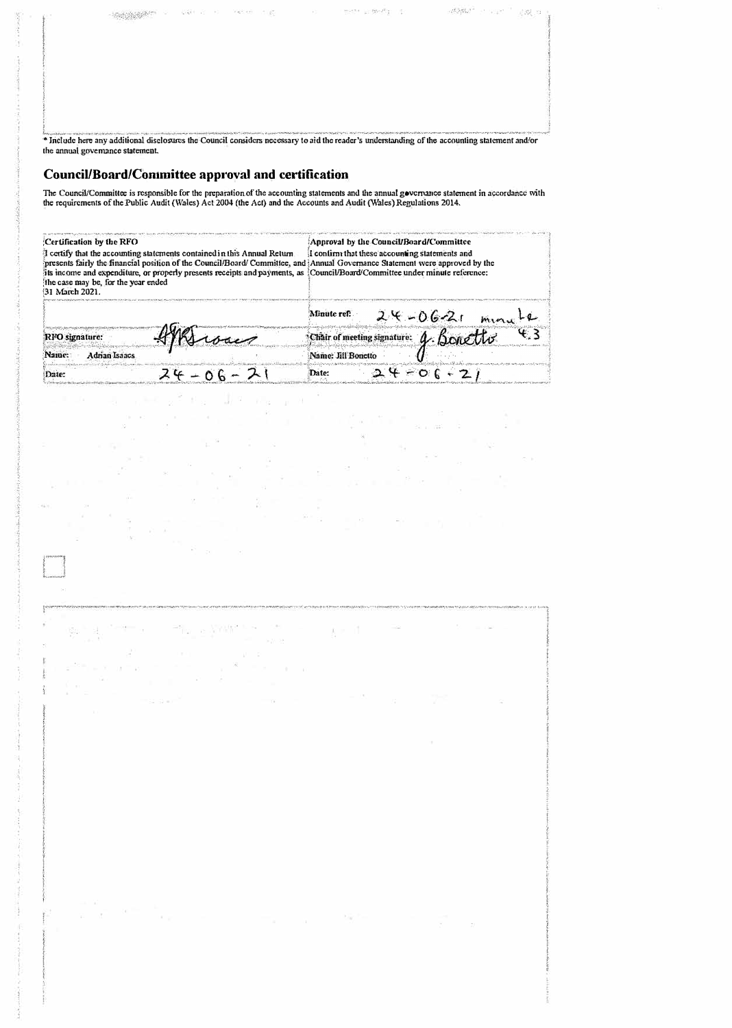* Include here any additional disclosures the Council considers necessary to aid the reader's understanding of the accounting statement and/or the annual governance statement.

## Council/Board/Committee approval and certification

The Council/Committee is responsible for the preparation of the accounting statements and the annual governance statement in accordance with the requirements of the Public Audit (Wales) Act 2004 (the Act) and the Accounts and Audit (Wales) Regulations 2014.

| Certification by the RFO | Approval by the Council/Board/Committee |
|---|---|
| I certify that the accounting statements contained in this Annual Return presents fairly the financial position of the Council/Board/ Committee, and its income and expenditure, or properly presents receipts and payments, as the case may be, for the year ended 31 March 2021. | I confirm that these accounting statements and Annual Governance Statement were approved by the Council/Board/Committee under minute reference: |
| | Minute ref: 24-06-21 minute 4.3 |
| RFO signature: AJRIsaacs | Chair of meeting signature: J. Bonetto |
| Name: Adrian Isaacs | Name: Jill Bonetto |
| Date: 24-06-21 | Date: 24-06-21 |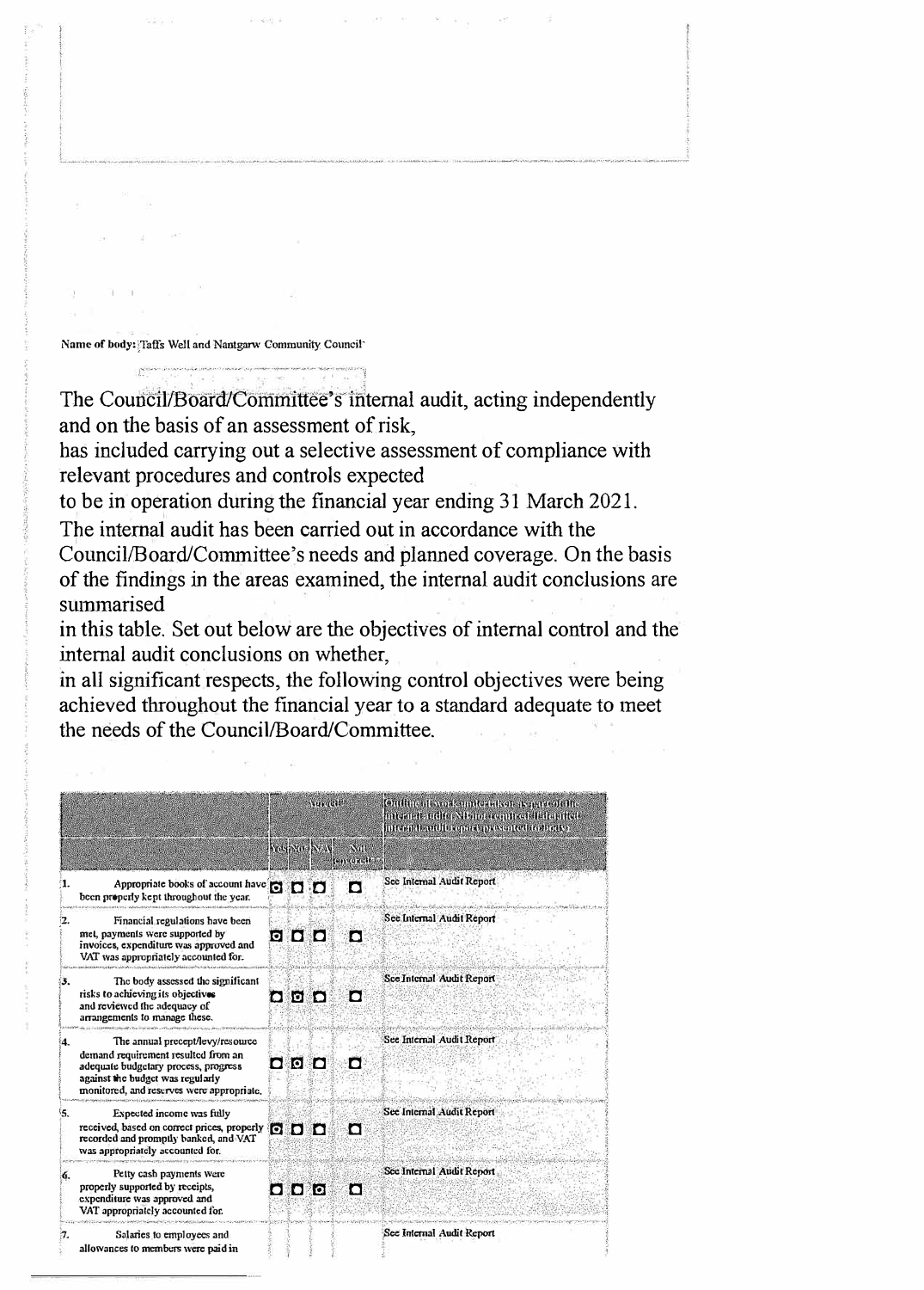Name of body: Taffs Well and Nantgarw Community Council

The Council/Board/Committee's internal audit, acting independently and on the basis of an assessment of risk, has included carrying out a selective assessment of compliance with relevant procedures and controls expected to be in operation during the financial year ending 31 March 2021.

The internal audit has been carried out in accordance with the Council/Board/Committee's needs and planned coverage. On the basis of the findings in the areas examined, the internal audit conclusions are summarised in this table. Set out below are the objectives of internal control and the internal audit conclusions on whether, in all significant respects, the following control objectives were being achieved throughout the financial year to a standard adequate to meet the needs of the Council/Board/Committee.

| | Agreed | | | | Outline of work undertaken as part of the internal audit (NB not required if detailed internal audit report presented to body) |
|---|---|---|---|---|---|
| | Yes | No | N/A | Not covered | |
| 1. Appropriate books of account have been properly kept throughout the year. | X | | | | See Internal Audit Report |
| 2. Financial regulations have been met, payments were supported by invoices, expenditure was approved and VAT was appropriately accounted for. | X | | | | See Internal Audit Report |
| 3. The body assessed the significant risks to achieving its objectives and reviewed the adequacy of arrangements to manage these. | | X | | | See Internal Audit Report |
| 4. The annual precept/levy/resource demand requirement resulted from an adequate budgetary process, progress against the budget was regularly monitored, and reserves were appropriate. | | X | | | See Internal Audit Report |
| 5. Expected income was fully received, based on correct prices, properly recorded and promptly banked, and VAT was appropriately accounted for. | X | | | | See Internal Audit Report |
| 6. Petty cash payments were properly supported by receipts, expenditure was approved and VAT appropriately accounted for. | | | X | | See Internal Audit Report |
| 7. Salaries to employees and allowances to members were paid in | | | | | See Internal Audit Report |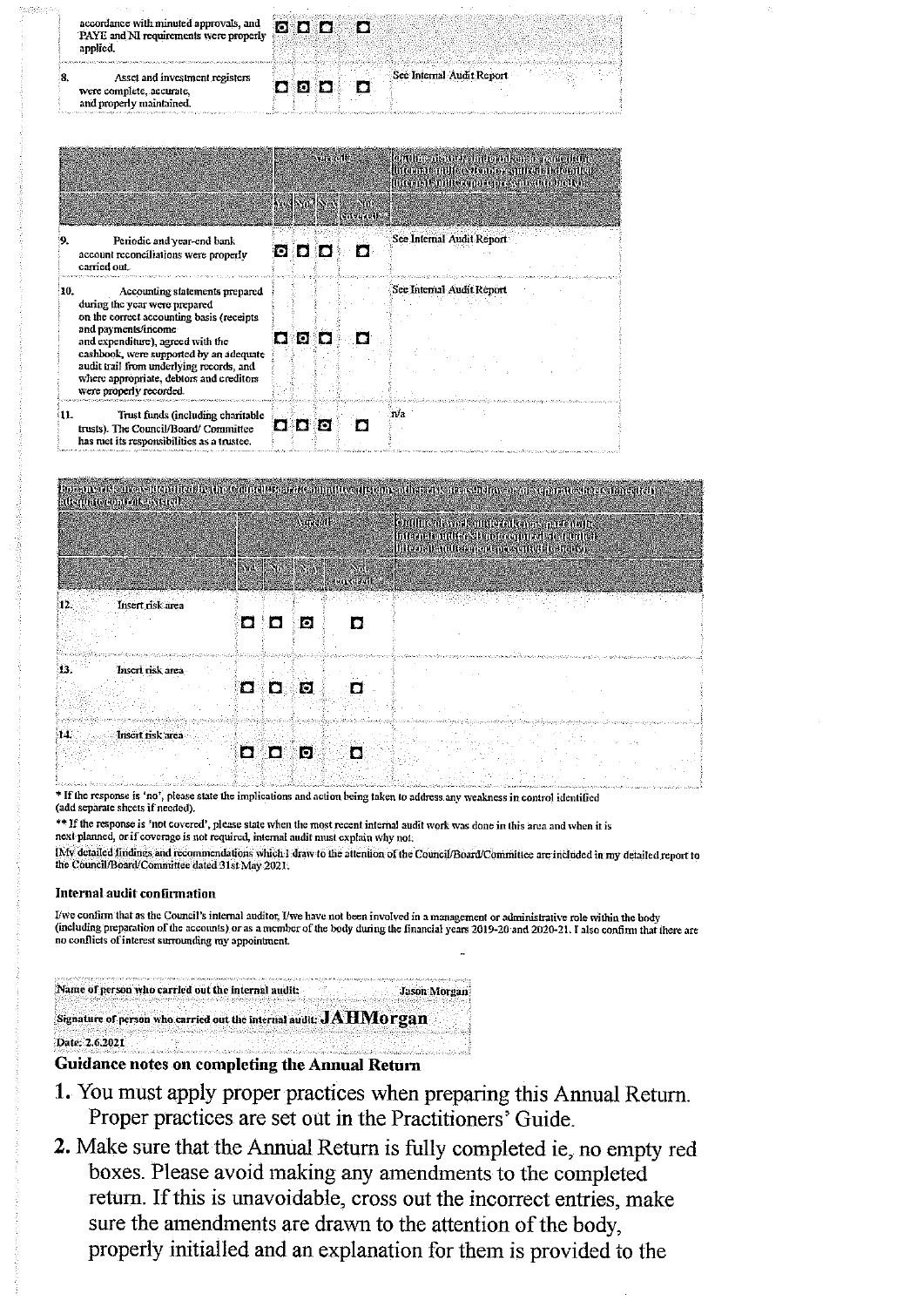| | | | | | |
|---|---|---|---|---|---|
| accordance with minuted approvals, and PAYE and NI requirements were properly applied. | ☒ | ☐ | ☐ | ☐ | |
| 8. Asset and investment registers were complete, accurate, and properly maintained. | ☐ | ☒ | ☐ | ☐ | See Internal Audit Report |

| | Agreed? | | | | Outline of work undertaken as part of the internal audit (NB not required if detailed internal audit report presented to body) |
|---|---|---|---|---|---|
| | Yes | No* | N/A | Not covered** | |
| 9. Periodic and year-end bank account reconciliations were properly carried out. | ☒ | ☐ | ☐ | ☐ | See Internal Audit Report |
| 10. Accounting statements prepared during the year were prepared on the correct accounting basis (receipts and payments/income and expenditure), agreed with the cashbook, were supported by an adequate audit trail from underlying records, and where appropriate, debtors and creditors were properly recorded. | ☐ | ☒ | ☐ | ☐ | See Internal Audit Report |
| 11. Trust funds (including charitable trusts). The Council/Board/ Committee has met its responsibilities as a trustee. | ☐ | ☐ | ☒ | ☐ | n/a |

For any risk areas identified by the Council/Board/Committee (list any other risk areas below or on separate sheets if needed) adequate controls existed:

| | Agreed? | | | | Outline of work undertaken as part of the internal audit (NB not required if detailed internal audit report presented to body) |
|---|---|---|---|---|---|
| | Yes | No* | N/A | Not covered** | |
| 12. Insert risk area | ☐ | ☐ | ☒ | ☐ | |
| 13. Insert risk area | ☐ | ☐ | ☒ | ☐ | |
| 14. Insert risk area | ☐ | ☐ | ☒ | ☐ | |

\* If the response is 'no', please state the implications and action being taken to address any weakness in control identified (add separate sheets if needed).

\*\* If the response is 'not covered', please state when the most recent internal audit work was done in this area and when it is next planned, or if coverage is not required, internal audit must explain why not.

[My detailed findings and recommendations which I draw to the attention of the Council/Board/Committee are included in my detailed report to the Council/Board/Committee dated 31st May 2021.

### Internal audit confirmation

I/we confirm that as the Council's internal auditor, I/we have not been involved in a management or administrative role within the body (including preparation of the accounts) or as a member of the body during the financial years 2019-20 and 2020-21. I also confirm that there are no conflicts of interest surrounding my appointment.

| | |
|---|---|
| Name of person who carried out the internal audit: | Jason Morgan |
| Signature of person who carried out the internal audit: | JAHMorgan |
| Date: 2.6.2021 | |

### Guidance notes on completing the Annual Return

1. You must apply proper practices when preparing this Annual Return. Proper practices are set out in the Practitioners' Guide.
2. Make sure that the Annual Return is fully completed ie, no empty red boxes. Please avoid making any amendments to the completed return. If this is unavoidable, cross out the incorrect entries, make sure the amendments are drawn to the attention of the body, properly initialled and an explanation for them is provided to the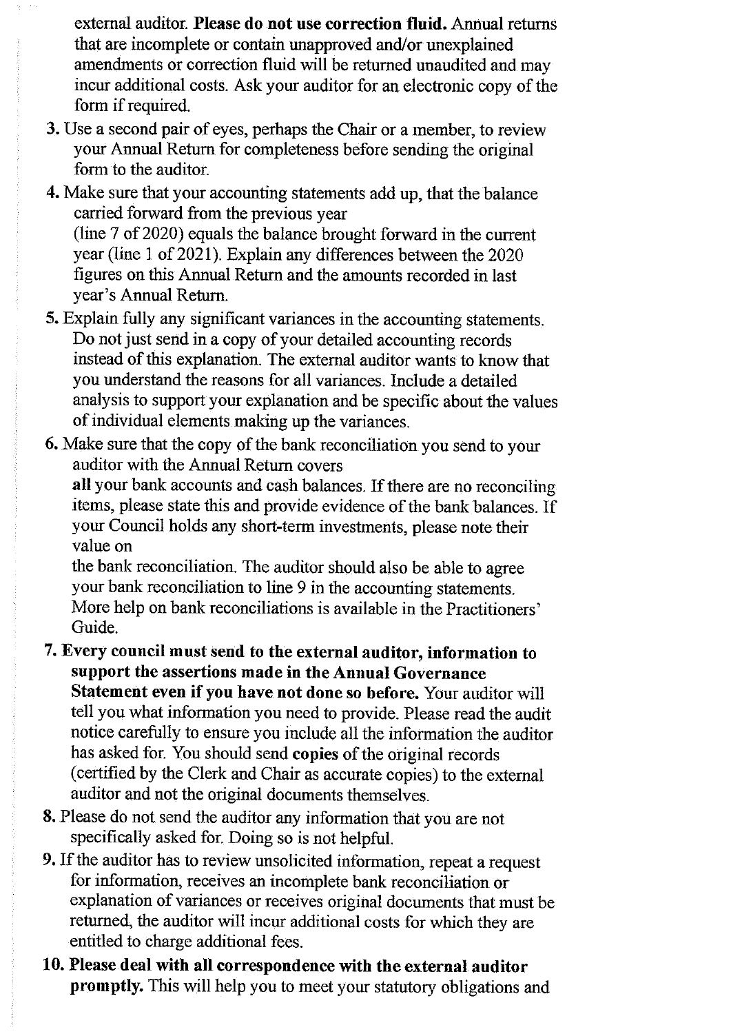external auditor. **Please do not use correction fluid.** Annual returns that are incomplete or contain unapproved and/or unexplained amendments or correction fluid will be returned unaudited and may incur additional costs. Ask your auditor for an electronic copy of the form if required.

3. Use a second pair of eyes, perhaps the Chair or a member, to review your Annual Return for completeness before sending the original form to the auditor.
4. Make sure that your accounting statements add up, that the balance carried forward from the previous year (line 7 of 2020) equals the balance brought forward in the current year (line 1 of 2021). Explain any differences between the 2020 figures on this Annual Return and the amounts recorded in last year's Annual Return.
5. Explain fully any significant variances in the accounting statements. Do not just send in a copy of your detailed accounting records instead of this explanation. The external auditor wants to know that you understand the reasons for all variances. Include a detailed analysis to support your explanation and be specific about the values of individual elements making up the variances.
6. Make sure that the copy of the bank reconciliation you send to your auditor with the Annual Return covers **all** your bank accounts and cash balances. If there are no reconciling items, please state this and provide evidence of the bank balances. If your Council holds any short-term investments, please note their value on the bank reconciliation. The auditor should also be able to agree your bank reconciliation to line 9 in the accounting statements. More help on bank reconciliations is available in the Practitioners' Guide.
7. **Every council must send to the external auditor, information to support the assertions made in the Annual Governance Statement even if you have not done so before.** Your auditor will tell you what information you need to provide. Please read the audit notice carefully to ensure you include all the information the auditor has asked for. You should send **copies** of the original records (certified by the Clerk and Chair as accurate copies) to the external auditor and not the original documents themselves.
8. Please do not send the auditor any information that you are not specifically asked for. Doing so is not helpful.
9. If the auditor has to review unsolicited information, repeat a request for information, receives an incomplete bank reconciliation or explanation of variances or receives original documents that must be returned, the auditor will incur additional costs for which they are entitled to charge additional fees.
10. **Please deal with all correspondence with the external auditor promptly.** This will help you to meet your statutory obligations and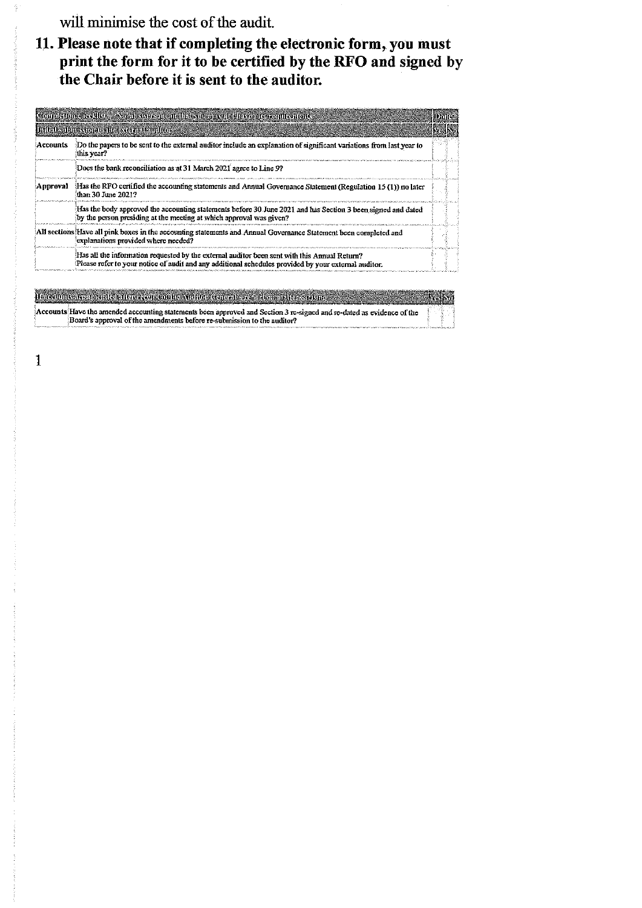will minimise the cost of the audit.

## 11. Please note that if completing the electronic form, you must print the form for it to be certified by the RFO and signed by the Chair before it is sent to the auditor.

| Completion checklist – 'No' answers mean that you may not have met requirements | | Done? | |
|---|---|---|---|
| Initial submission to the external auditor | | Yes | No |
| Accounts | Do the papers to be sent to the external auditor include an explanation of significant variations from last year to this year? | | |
| | Does the bank reconciliation as at 31 March 2021 agree to Line 9? | | |
| Approval | Has the RFO certified the accounting statements and Annual Governance Statement (Regulation 15 (1)) no later than 30 June 2021? | | |
| | Has the body approved the accounting statements before 30 June 2021 and has Section 3 been signed and dated by the person presiding at the meeting at which approval was given? | | |
| All sections | Have all pink boxes in the accounting statements and Annual Governance Statement been completed and explanations provided where needed? | | |
| | Has all the information requested by the external auditor been sent with this Annual Return? Please refer to your notice of audit and any additional schedules provided by your external auditor. | | |

| If accounts are amended after receipt of the Auditor's report on matters arising | | Yes | No |
|---|---|---|---|
| Accounts | Have the amended accounting statements been approved and Section 3 re-signed and re-dated as evidence of the Board's approval of the amendments before re-submission to the auditor? | | |